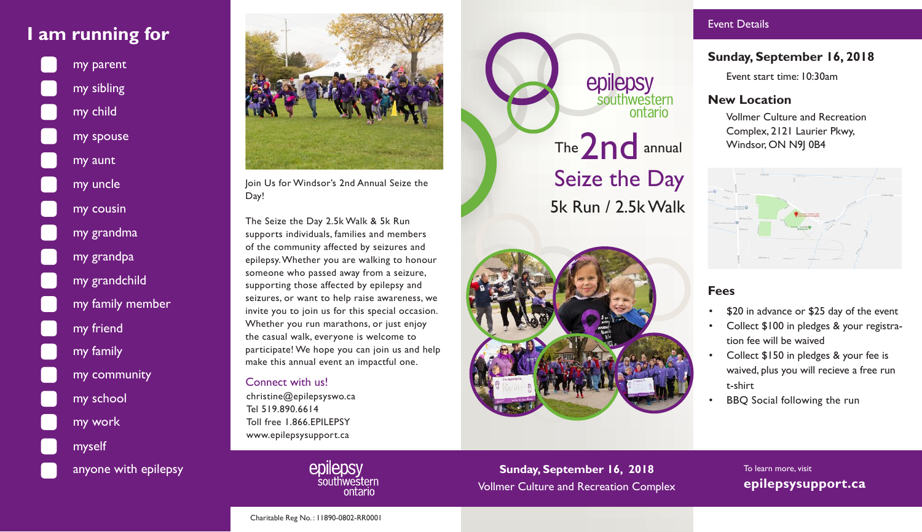## I am running for

- my parent
- my sibling
- my child
- my spouse
- my aunt
- my uncle
- my cousin
- my grandma
- my grandpa
- my grandchild
- my family member
- my friend
- my family
- my community
- my school
- my work
- myself
- anyone with epilepsy

Join Us for Windsor's 2nd Annual Seize the Day!

The Seize the Day 2.5k Walk & 5k Run supports individuals, families and members of the community affected by seizures and epilepsy. Whether you are walking to honour someone who passed away from a seizure, supporting those affected by epilepsy and seizures, or want to help raise awareness, we invite you to join us for this special occasion. Whether you run marathons, or just enjoy the casual walk, everyone is welcome to participate! We hope you can join us and help make this annual event an impactful one.

### Connect with us!

christine@epilepsyswo.ca
Tel 519.890.6614
Toll free 1.866.EPILEPSY
www.epilepsysupport.ca

epilepsy southwestern ontario

Charitable Reg No.: 11890-0802-RR0001

epilepsy southwestern ontario

# The 2nd annual Seize the Day

## 5k Run / 2.5k Walk

**Sunday, September 16, 2018**
Vollmer Culture and Recreation Complex

## Event Details

### Sunday, September 16, 2018

Event start time: 10:30am

### New Location

Vollmer Culture and Recreation Complex, 2121 Laurier Pkwy, Windsor, ON N9J 0B4

### Fees

- $20 in advance or $25 day of the event
- Collect $100 in pledges & your registration fee will be waived
- Collect $150 in pledges & your fee is waived, plus you will recieve a free run t-shirt
- BBQ Social following the run

To learn more, visit
**epilepsysupport.ca**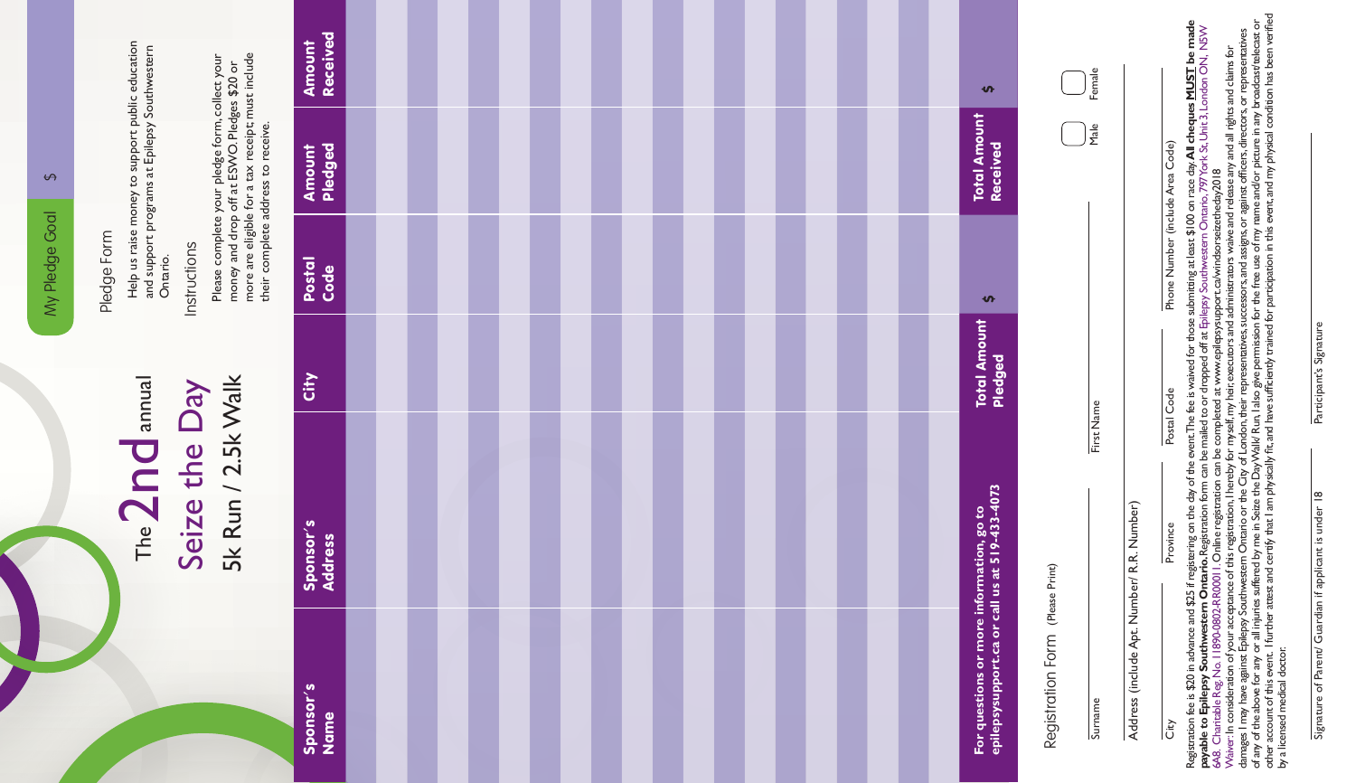# The 2nd annual Seize the Day

## 5k Run / 2.5k Walk

My Pledge Goal $

### Pledge Form

Help us raise money to support public education and support programs at Epilepsy Southwestern Ontario.

### Instructions

Please complete your pledge form, collect your money and drop off at ESWO. Pledges $20 or more are eligible for a tax receipt; must include their complete address to receive.

| Sponsor's Name | Sponsor's Address | City | Postal Code | Amount Pledged | Amount Received |
|---|---|---|---|---|---|
| | | | | | |
| | | | | | |
| | | | | | |
| | | | | | |
| | | | | | |
| | | | | | |
| | | | | | |
| | | | | | |
| | | | | | |
| | | | | | |
| | | | | | |
| | | | | | |
| | | | | | |
| | | | | | |
| For questions or more information, go to epilepsysupport.ca or call us at 519-433-4073 | | Total Amount Pledged | $ | Total Amount Received | $ |

## Registration Form (Please Print)

Surname ____________ First Name ____________ ☐ Male ☐ Female

Address (include Apt. Number/ R.R. Number) ____________

City ____________ Province ____________ Postal Code ____________ Phone Number (include Area Code) ____________

Registration fee is $20 in advance and $25 if registering on the day of the event. The fee is waived for those submitting at least $100 on race day. **All cheques MUST be made payable to Epilepsy Southwestern Ontario.** Registration form can be mailed to or dropped off at Epilepsy Southwestern Ontario, 797 York St, Unit 3, London ON, N5W 6A8. Charitable Reg. No. 11890-0802-RR0001. Online registration can be completed at www.epilepsysupport.ca/windsorseizetheday2018

Waiver: In consideration of your acceptance of this registration, I hereby for myself, my heir, executors and administrators waive and release any and all rights and claims for damages I may have against Epilepsy Southwestern Ontario or the City of London, their representatives, successors, and assigns, or against officers, directors, or representatives of any of the above for any or all injuries suffered by me in Seize the Day Walk/ Run. I also give permission for the free use of my name and/or picture in any broadcast/telecast or other account of this event. I further attest and certify that I am physically fit, and have sufficiently trained for participation in this event, and my physical condition has been verified by a licensed medical doctor.

Signature of Parent/ Guardian if applicant is under 18 ____________ Participant's Signature ____________